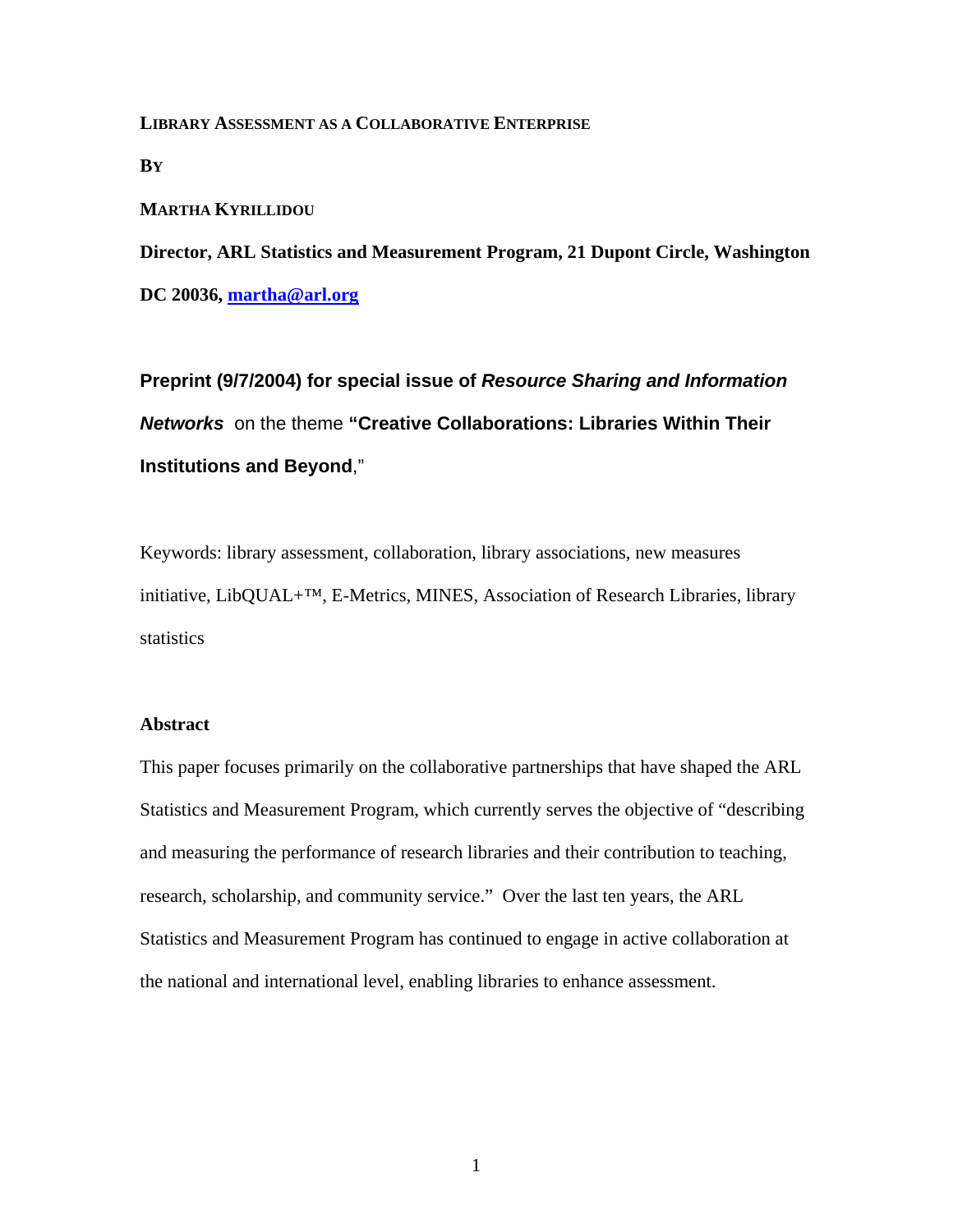**LIBRARY ASSESSMENT AS A COLLABORATIVE ENTERPRISE**

**BY**

**MARTHA KYRILLIDOU**

**Director, ARL Statistics and Measurement Program, 21 Dupont Circle, Washington DC 20036, martha@arl.org**

**Preprint (9/7/2004) for special issue of *Resource Sharing and Information Networks*** on the theme **"Creative Collaborations: Libraries Within Their Institutions and Beyond**,"

Keywords: library assessment, collaboration, library associations, new measures initiative, LibQUAL+™, E-Metrics, MINES, Association of Research Libraries, library statistics

**Abstract**

This paper focuses primarily on the collaborative partnerships that have shaped the ARL Statistics and Measurement Program, which currently serves the objective of "describing and measuring the performance of research libraries and their contribution to teaching, research, scholarship, and community service." Over the last ten years, the ARL Statistics and Measurement Program has continued to engage in active collaboration at the national and international level, enabling libraries to enhance assessment.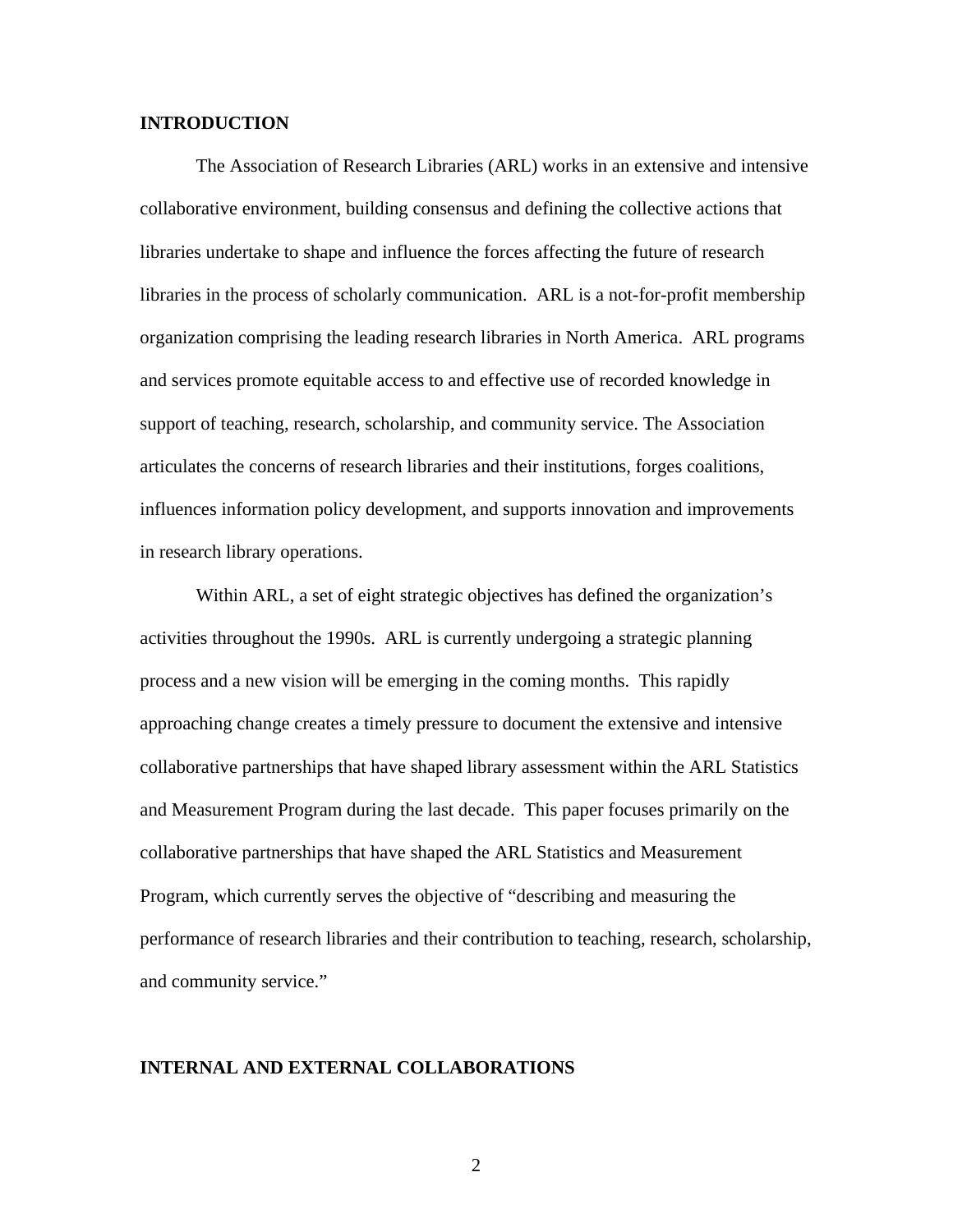## INTRODUCTION

The Association of Research Libraries (ARL) works in an extensive and intensive collaborative environment, building consensus and defining the collective actions that libraries undertake to shape and influence the forces affecting the future of research libraries in the process of scholarly communication. ARL is a not-for-profit membership organization comprising the leading research libraries in North America. ARL programs and services promote equitable access to and effective use of recorded knowledge in support of teaching, research, scholarship, and community service. The Association articulates the concerns of research libraries and their institutions, forges coalitions, influences information policy development, and supports innovation and improvements in research library operations.

Within ARL, a set of eight strategic objectives has defined the organization's activities throughout the 1990s. ARL is currently undergoing a strategic planning process and a new vision will be emerging in the coming months. This rapidly approaching change creates a timely pressure to document the extensive and intensive collaborative partnerships that have shaped library assessment within the ARL Statistics and Measurement Program during the last decade. This paper focuses primarily on the collaborative partnerships that have shaped the ARL Statistics and Measurement Program, which currently serves the objective of "describing and measuring the performance of research libraries and their contribution to teaching, research, scholarship, and community service."

## INTERNAL AND EXTERNAL COLLABORATIONS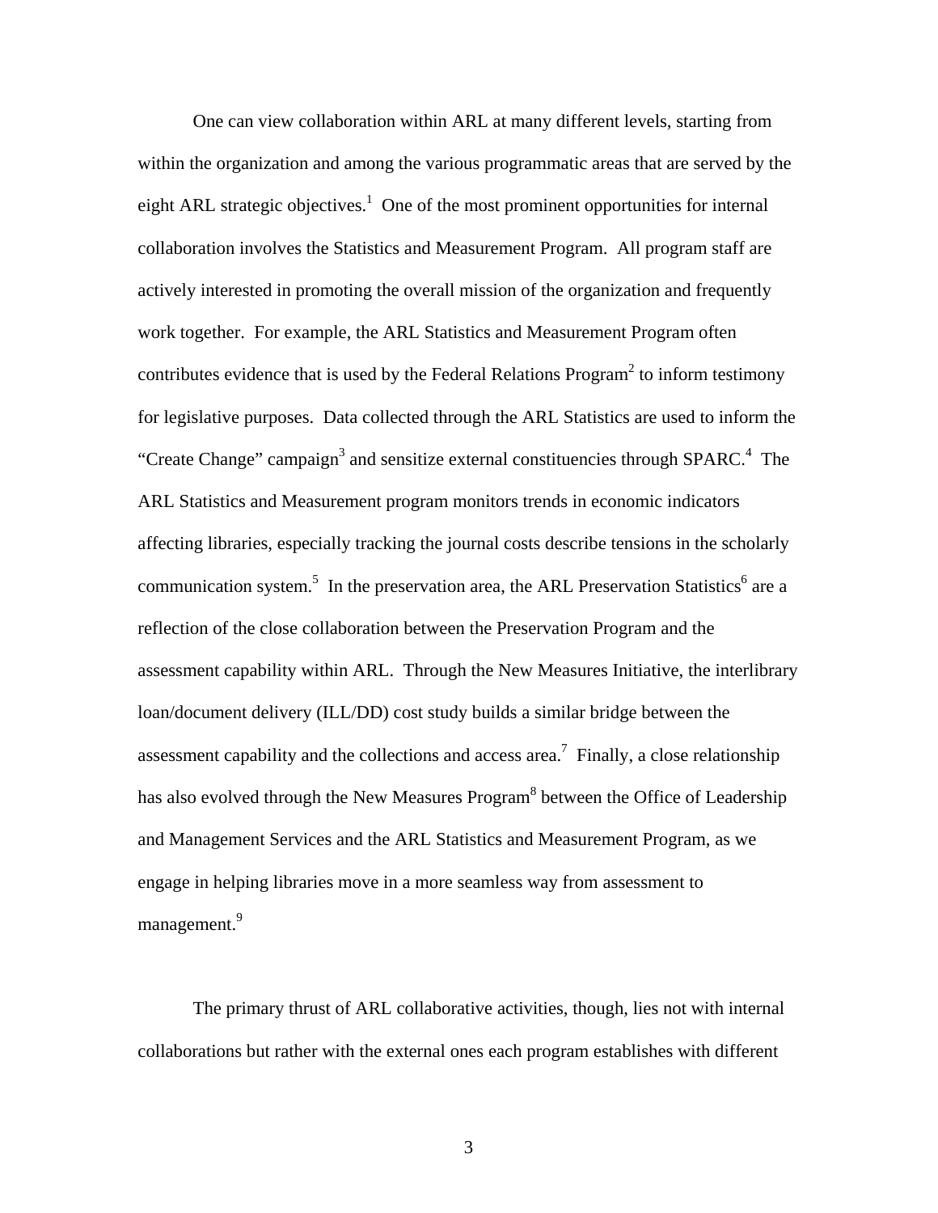One can view collaboration within ARL at many different levels, starting from within the organization and among the various programmatic areas that are served by the eight ARL strategic objectives.[1] One of the most prominent opportunities for internal collaboration involves the Statistics and Measurement Program. All program staff are actively interested in promoting the overall mission of the organization and frequently work together. For example, the ARL Statistics and Measurement Program often contributes evidence that is used by the Federal Relations Program[2] to inform testimony for legislative purposes. Data collected through the ARL Statistics are used to inform the "Create Change" campaign[3] and sensitize external constituencies through SPARC.[4] The ARL Statistics and Measurement program monitors trends in economic indicators affecting libraries, especially tracking the journal costs describe tensions in the scholarly communication system.[5] In the preservation area, the ARL Preservation Statistics[6] are a reflection of the close collaboration between the Preservation Program and the assessment capability within ARL. Through the New Measures Initiative, the interlibrary loan/document delivery (ILL/DD) cost study builds a similar bridge between the assessment capability and the collections and access area.[7] Finally, a close relationship has also evolved through the New Measures Program[8] between the Office of Leadership and Management Services and the ARL Statistics and Measurement Program, as we engage in helping libraries move in a more seamless way from assessment to management.[9]

The primary thrust of ARL collaborative activities, though, lies not with internal collaborations but rather with the external ones each program establishes with different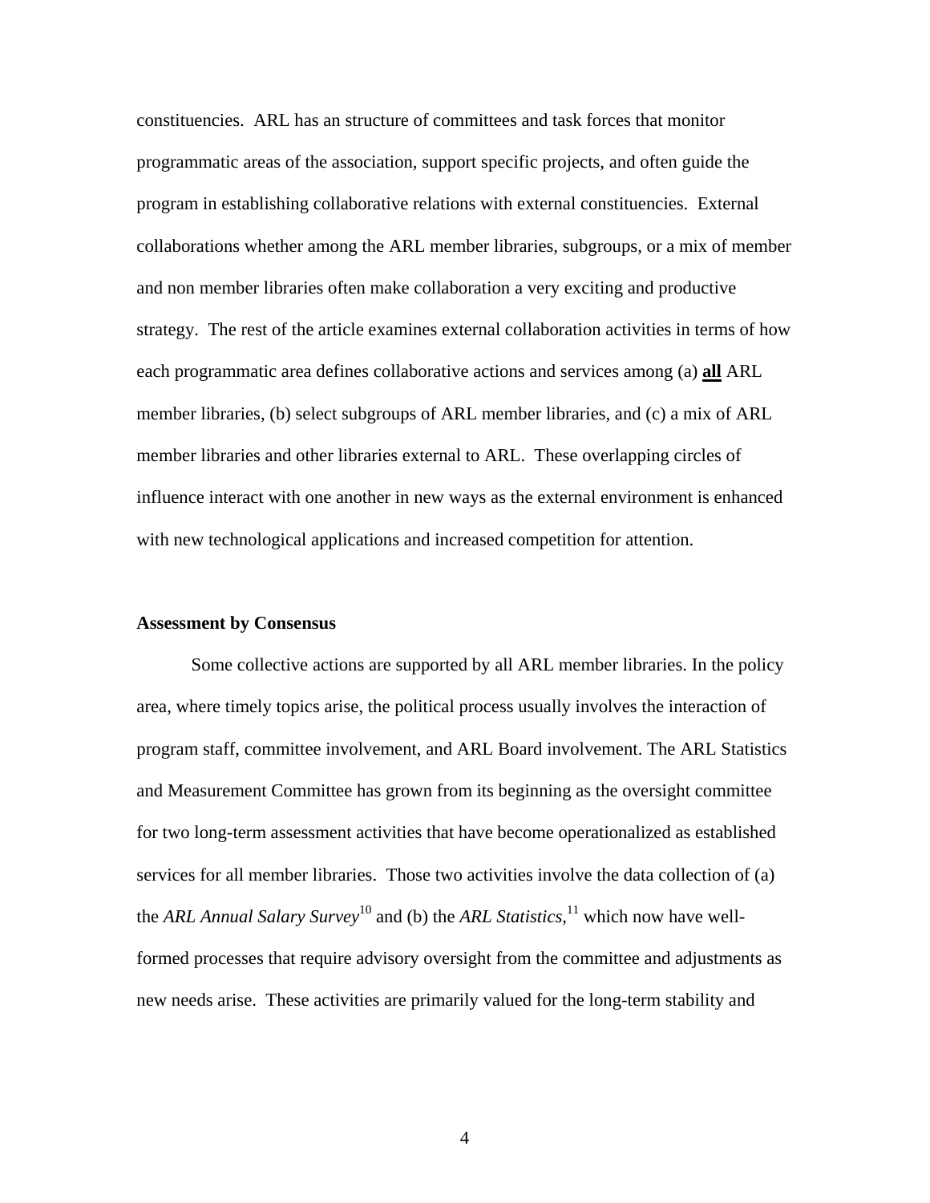constituencies. ARL has an structure of committees and task forces that monitor programmatic areas of the association, support specific projects, and often guide the program in establishing collaborative relations with external constituencies. External collaborations whether among the ARL member libraries, subgroups, or a mix of member and non member libraries often make collaboration a very exciting and productive strategy. The rest of the article examines external collaboration activities in terms of how each programmatic area defines collaborative actions and services among (a) **all** ARL member libraries, (b) select subgroups of ARL member libraries, and (c) a mix of ARL member libraries and other libraries external to ARL. These overlapping circles of influence interact with one another in new ways as the external environment is enhanced with new technological applications and increased competition for attention.

**Assessment by Consensus**

Some collective actions are supported by all ARL member libraries. In the policy area, where timely topics arise, the political process usually involves the interaction of program staff, committee involvement, and ARL Board involvement. The ARL Statistics and Measurement Committee has grown from its beginning as the oversight committee for two long-term assessment activities that have become operationalized as established services for all member libraries. Those two activities involve the data collection of (a) the *ARL Annual Salary Survey*[10] and (b) the *ARL Statistics*,[11] which now have well-formed processes that require advisory oversight from the committee and adjustments as new needs arise. These activities are primarily valued for the long-term stability and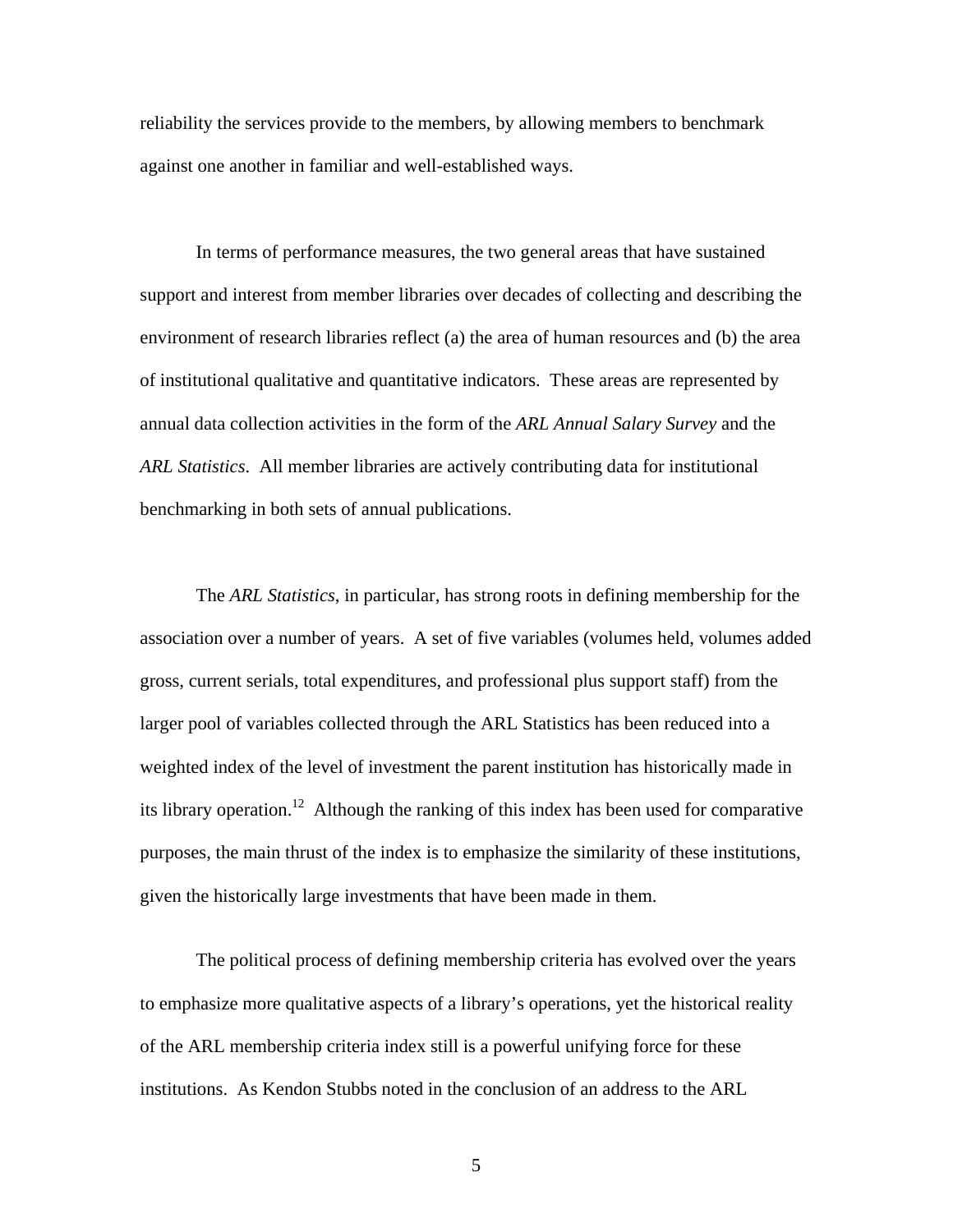reliability the services provide to the members, by allowing members to benchmark against one another in familiar and well-established ways.

In terms of performance measures, the two general areas that have sustained support and interest from member libraries over decades of collecting and describing the environment of research libraries reflect (a) the area of human resources and (b) the area of institutional qualitative and quantitative indicators. These areas are represented by annual data collection activities in the form of the *ARL Annual Salary Survey* and the *ARL Statistics*. All member libraries are actively contributing data for institutional benchmarking in both sets of annual publications.

The *ARL Statistics*, in particular, has strong roots in defining membership for the association over a number of years. A set of five variables (volumes held, volumes added gross, current serials, total expenditures, and professional plus support staff) from the larger pool of variables collected through the ARL Statistics has been reduced into a weighted index of the level of investment the parent institution has historically made in its library operation.[12] Although the ranking of this index has been used for comparative purposes, the main thrust of the index is to emphasize the similarity of these institutions, given the historically large investments that have been made in them.

The political process of defining membership criteria has evolved over the years to emphasize more qualitative aspects of a library's operations, yet the historical reality of the ARL membership criteria index still is a powerful unifying force for these institutions. As Kendon Stubbs noted in the conclusion of an address to the ARL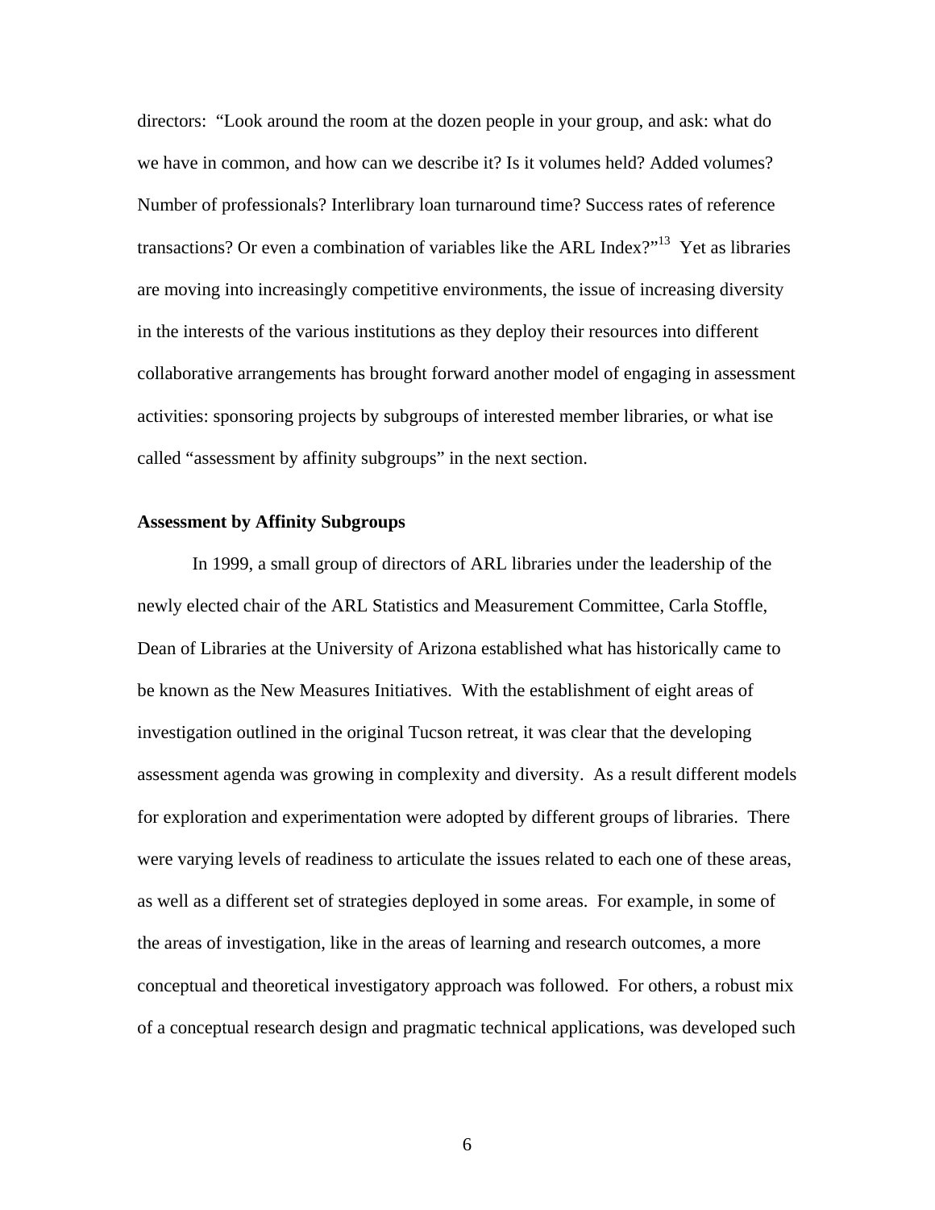directors: "Look around the room at the dozen people in your group, and ask: what do we have in common, and how can we describe it? Is it volumes held? Added volumes? Number of professionals? Interlibrary loan turnaround time? Success rates of reference transactions? Or even a combination of variables like the ARL Index?"[13] Yet as libraries are moving into increasingly competitive environments, the issue of increasing diversity in the interests of the various institutions as they deploy their resources into different collaborative arrangements has brought forward another model of engaging in assessment activities: sponsoring projects by subgroups of interested member libraries, or what ise called "assessment by affinity subgroups" in the next section.

**Assessment by Affinity Subgroups**

In 1999, a small group of directors of ARL libraries under the leadership of the newly elected chair of the ARL Statistics and Measurement Committee, Carla Stoffle, Dean of Libraries at the University of Arizona established what has historically came to be known as the New Measures Initiatives. With the establishment of eight areas of investigation outlined in the original Tucson retreat, it was clear that the developing assessment agenda was growing in complexity and diversity. As a result different models for exploration and experimentation were adopted by different groups of libraries. There were varying levels of readiness to articulate the issues related to each one of these areas, as well as a different set of strategies deployed in some areas. For example, in some of the areas of investigation, like in the areas of learning and research outcomes, a more conceptual and theoretical investigatory approach was followed. For others, a robust mix of a conceptual research design and pragmatic technical applications, was developed such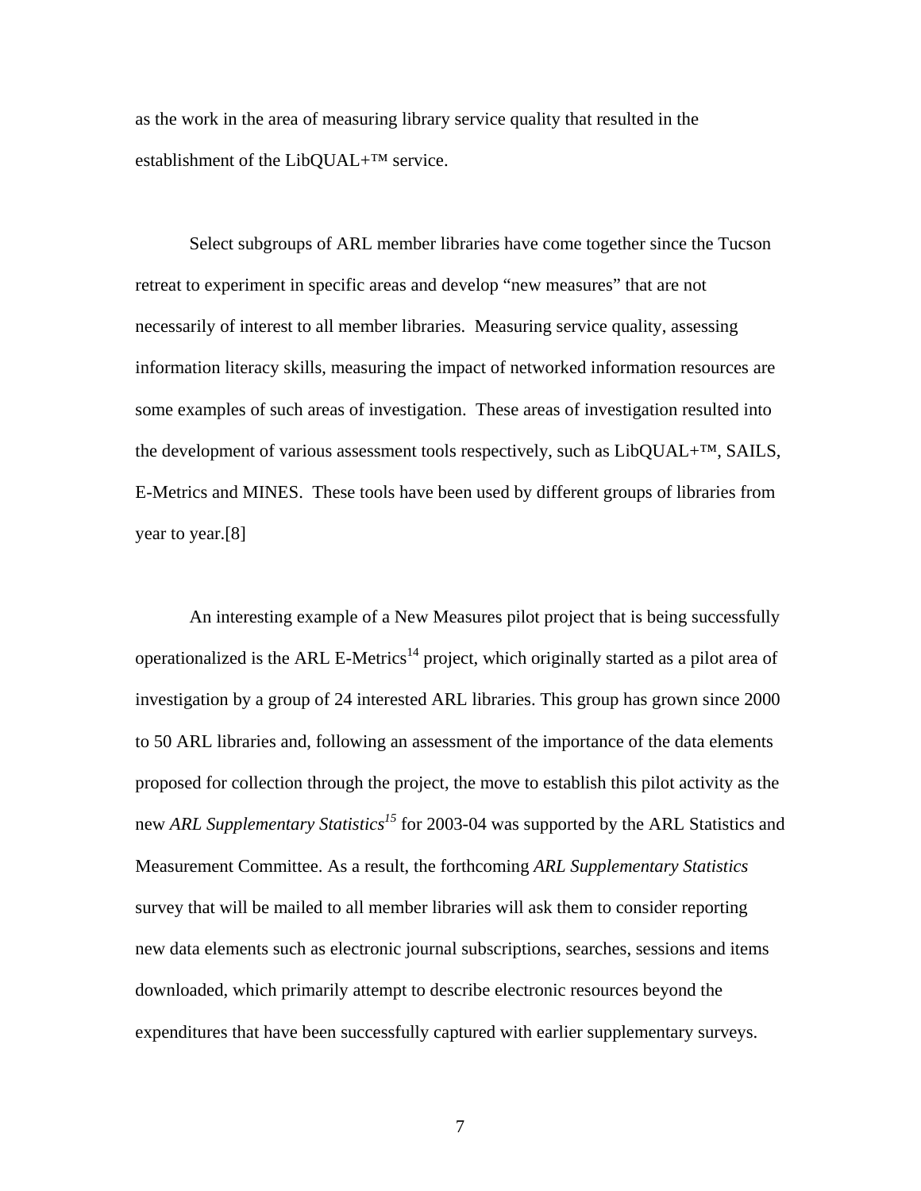as the work in the area of measuring library service quality that resulted in the establishment of the LibQUAL+™ service.

Select subgroups of ARL member libraries have come together since the Tucson retreat to experiment in specific areas and develop "new measures" that are not necessarily of interest to all member libraries. Measuring service quality, assessing information literacy skills, measuring the impact of networked information resources are some examples of such areas of investigation. These areas of investigation resulted into the development of various assessment tools respectively, such as LibQUAL+™, SAILS, E-Metrics and MINES. These tools have been used by different groups of libraries from year to year.[8]

An interesting example of a New Measures pilot project that is being successfully operationalized is the ARL E-Metrics[14] project, which originally started as a pilot area of investigation by a group of 24 interested ARL libraries. This group has grown since 2000 to 50 ARL libraries and, following an assessment of the importance of the data elements proposed for collection through the project, the move to establish this pilot activity as the new *ARL Supplementary Statistics*[15] for 2003-04 was supported by the ARL Statistics and Measurement Committee. As a result, the forthcoming *ARL Supplementary Statistics* survey that will be mailed to all member libraries will ask them to consider reporting new data elements such as electronic journal subscriptions, searches, sessions and items downloaded, which primarily attempt to describe electronic resources beyond the expenditures that have been successfully captured with earlier supplementary surveys.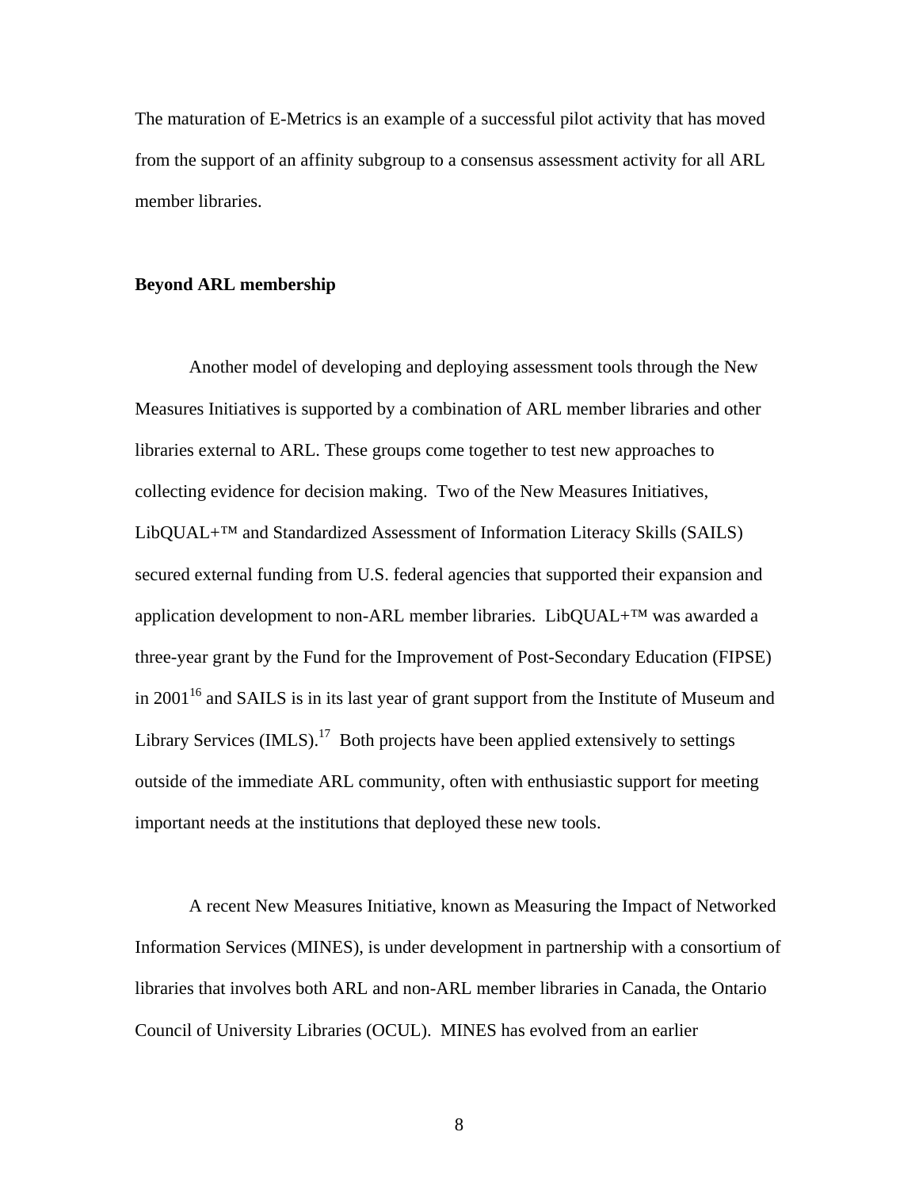The maturation of E-Metrics is an example of a successful pilot activity that has moved from the support of an affinity subgroup to a consensus assessment activity for all ARL member libraries.

**Beyond ARL membership**

Another model of developing and deploying assessment tools through the New Measures Initiatives is supported by a combination of ARL member libraries and other libraries external to ARL. These groups come together to test new approaches to collecting evidence for decision making. Two of the New Measures Initiatives, LibQUAL+™ and Standardized Assessment of Information Literacy Skills (SAILS) secured external funding from U.S. federal agencies that supported their expansion and application development to non-ARL member libraries. LibQUAL+™ was awarded a three-year grant by the Fund for the Improvement of Post-Secondary Education (FIPSE) in 2001[16] and SAILS is in its last year of grant support from the Institute of Museum and Library Services (IMLS).[17] Both projects have been applied extensively to settings outside of the immediate ARL community, often with enthusiastic support for meeting important needs at the institutions that deployed these new tools.

A recent New Measures Initiative, known as Measuring the Impact of Networked Information Services (MINES), is under development in partnership with a consortium of libraries that involves both ARL and non-ARL member libraries in Canada, the Ontario Council of University Libraries (OCUL). MINES has evolved from an earlier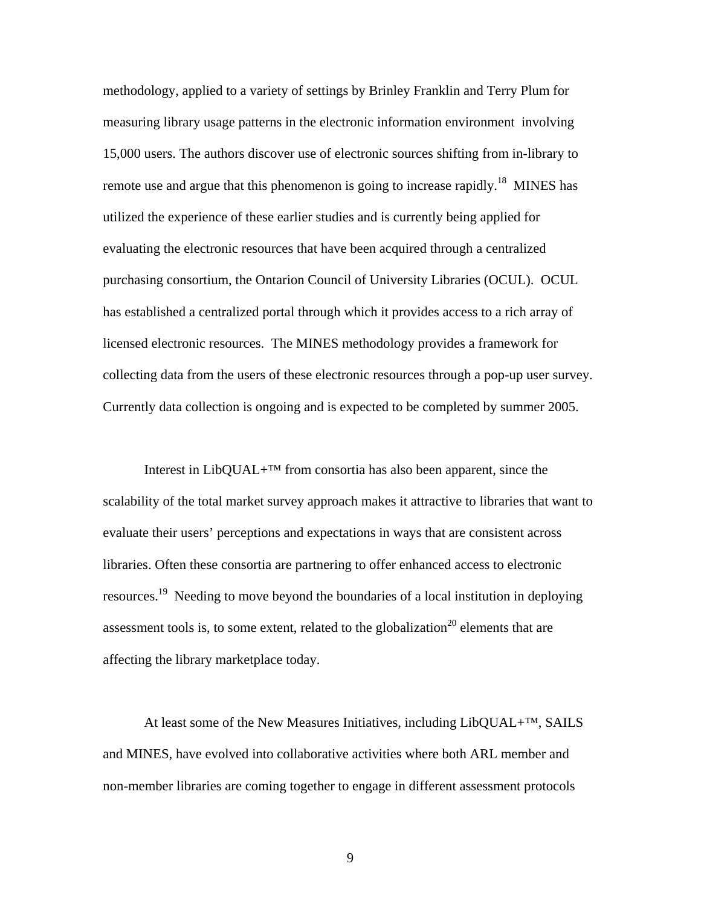methodology, applied to a variety of settings by Brinley Franklin and Terry Plum for measuring library usage patterns in the electronic information environment involving 15,000 users. The authors discover use of electronic sources shifting from in-library to remote use and argue that this phenomenon is going to increase rapidly.[18] MINES has utilized the experience of these earlier studies and is currently being applied for evaluating the electronic resources that have been acquired through a centralized purchasing consortium, the Ontarion Council of University Libraries (OCUL). OCUL has established a centralized portal through which it provides access to a rich array of licensed electronic resources. The MINES methodology provides a framework for collecting data from the users of these electronic resources through a pop-up user survey. Currently data collection is ongoing and is expected to be completed by summer 2005.

Interest in LibQUAL+™ from consortia has also been apparent, since the scalability of the total market survey approach makes it attractive to libraries that want to evaluate their users' perceptions and expectations in ways that are consistent across libraries. Often these consortia are partnering to offer enhanced access to electronic resources.[19] Needing to move beyond the boundaries of a local institution in deploying assessment tools is, to some extent, related to the globalization[20] elements that are affecting the library marketplace today.

At least some of the New Measures Initiatives, including LibQUAL+™, SAILS and MINES, have evolved into collaborative activities where both ARL member and non-member libraries are coming together to engage in different assessment protocols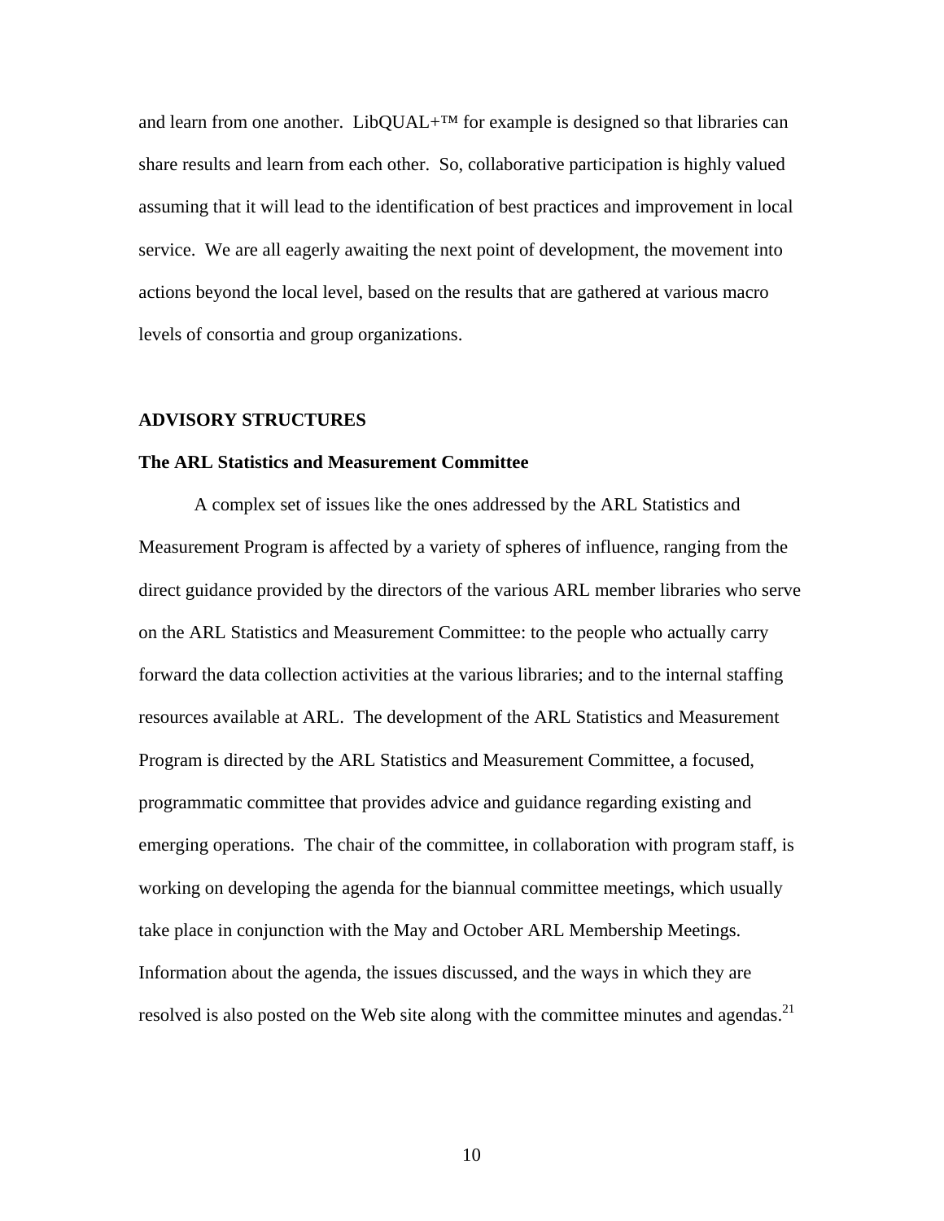and learn from one another. LibQUAL+™ for example is designed so that libraries can share results and learn from each other. So, collaborative participation is highly valued assuming that it will lead to the identification of best practices and improvement in local service. We are all eagerly awaiting the next point of development, the movement into actions beyond the local level, based on the results that are gathered at various macro levels of consortia and group organizations.

## ADVISORY STRUCTURES

### The ARL Statistics and Measurement Committee

A complex set of issues like the ones addressed by the ARL Statistics and Measurement Program is affected by a variety of spheres of influence, ranging from the direct guidance provided by the directors of the various ARL member libraries who serve on the ARL Statistics and Measurement Committee: to the people who actually carry forward the data collection activities at the various libraries; and to the internal staffing resources available at ARL. The development of the ARL Statistics and Measurement Program is directed by the ARL Statistics and Measurement Committee, a focused, programmatic committee that provides advice and guidance regarding existing and emerging operations. The chair of the committee, in collaboration with program staff, is working on developing the agenda for the biannual committee meetings, which usually take place in conjunction with the May and October ARL Membership Meetings. Information about the agenda, the issues discussed, and the ways in which they are resolved is also posted on the Web site along with the committee minutes and agendas.[21]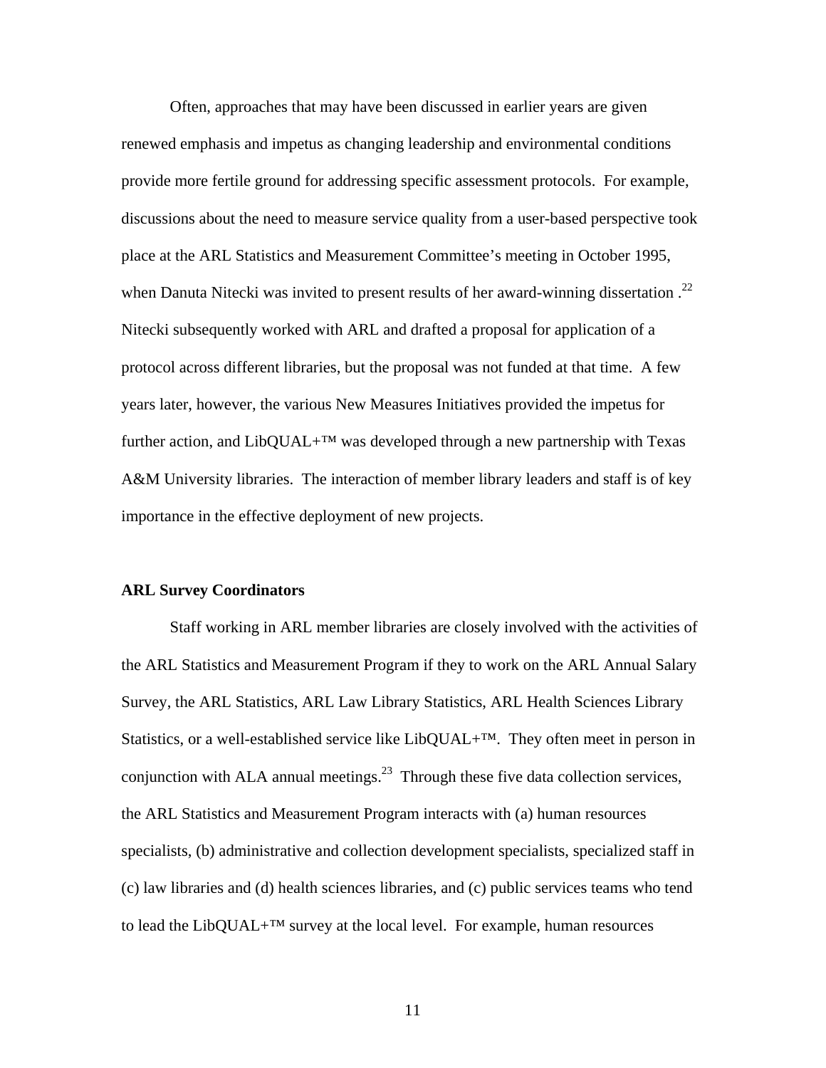Often, approaches that may have been discussed in earlier years are given renewed emphasis and impetus as changing leadership and environmental conditions provide more fertile ground for addressing specific assessment protocols. For example, discussions about the need to measure service quality from a user-based perspective took place at the ARL Statistics and Measurement Committee's meeting in October 1995, when Danuta Nitecki was invited to present results of her award-winning dissertation .[22] Nitecki subsequently worked with ARL and drafted a proposal for application of a protocol across different libraries, but the proposal was not funded at that time. A few years later, however, the various New Measures Initiatives provided the impetus for further action, and LibQUAL+™ was developed through a new partnership with Texas A&M University libraries. The interaction of member library leaders and staff is of key importance in the effective deployment of new projects.

**ARL Survey Coordinators**

Staff working in ARL member libraries are closely involved with the activities of the ARL Statistics and Measurement Program if they to work on the ARL Annual Salary Survey, the ARL Statistics, ARL Law Library Statistics, ARL Health Sciences Library Statistics, or a well-established service like LibQUAL+™. They often meet in person in conjunction with ALA annual meetings.[23] Through these five data collection services, the ARL Statistics and Measurement Program interacts with (a) human resources specialists, (b) administrative and collection development specialists, specialized staff in (c) law libraries and (d) health sciences libraries, and (c) public services teams who tend to lead the LibQUAL+™ survey at the local level. For example, human resources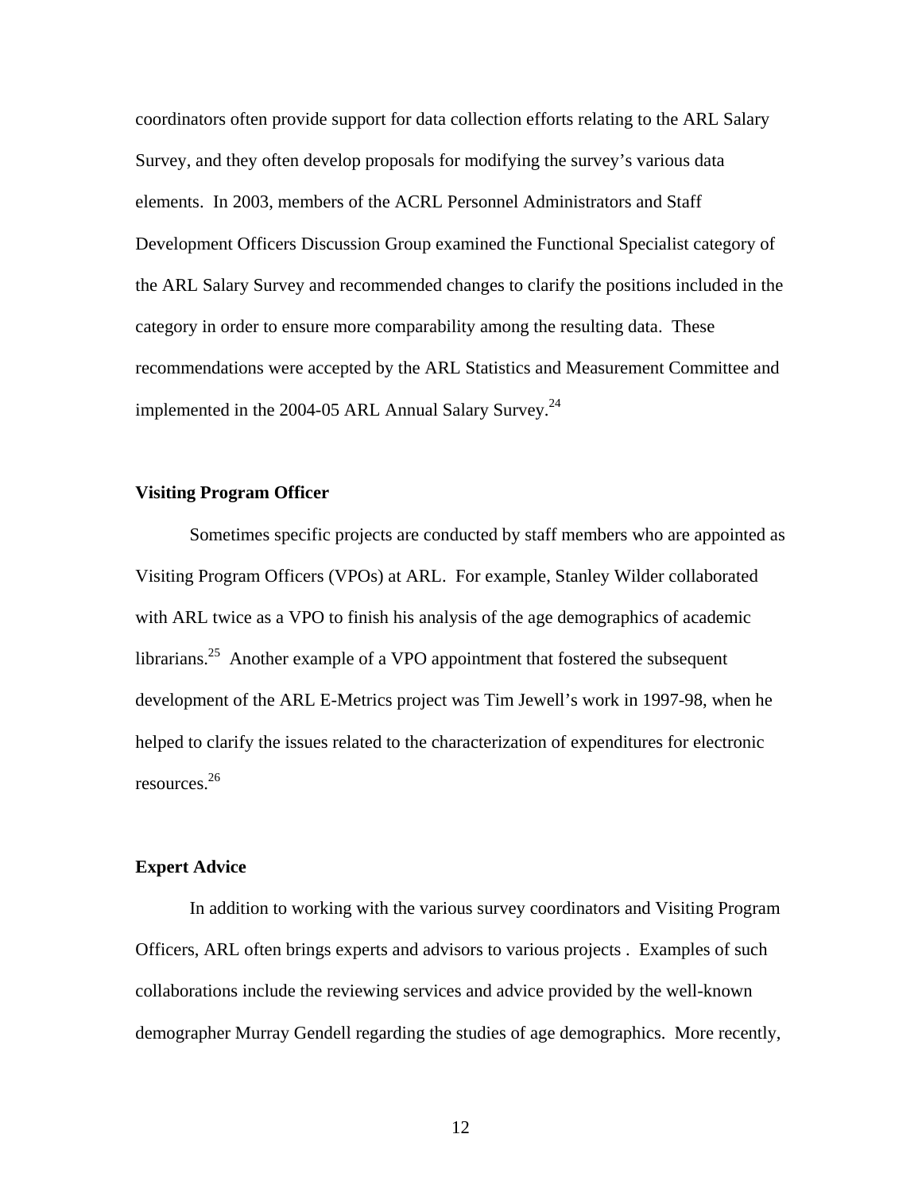coordinators often provide support for data collection efforts relating to the ARL Salary Survey, and they often develop proposals for modifying the survey's various data elements. In 2003, members of the ACRL Personnel Administrators and Staff Development Officers Discussion Group examined the Functional Specialist category of the ARL Salary Survey and recommended changes to clarify the positions included in the category in order to ensure more comparability among the resulting data. These recommendations were accepted by the ARL Statistics and Measurement Committee and implemented in the 2004-05 ARL Annual Salary Survey.[24]

### Visiting Program Officer

Sometimes specific projects are conducted by staff members who are appointed as Visiting Program Officers (VPOs) at ARL. For example, Stanley Wilder collaborated with ARL twice as a VPO to finish his analysis of the age demographics of academic librarians.[25] Another example of a VPO appointment that fostered the subsequent development of the ARL E-Metrics project was Tim Jewell's work in 1997-98, when he helped to clarify the issues related to the characterization of expenditures for electronic resources.[26]

### Expert Advice

In addition to working with the various survey coordinators and Visiting Program Officers, ARL often brings experts and advisors to various projects . Examples of such collaborations include the reviewing services and advice provided by the well-known demographer Murray Gendell regarding the studies of age demographics. More recently,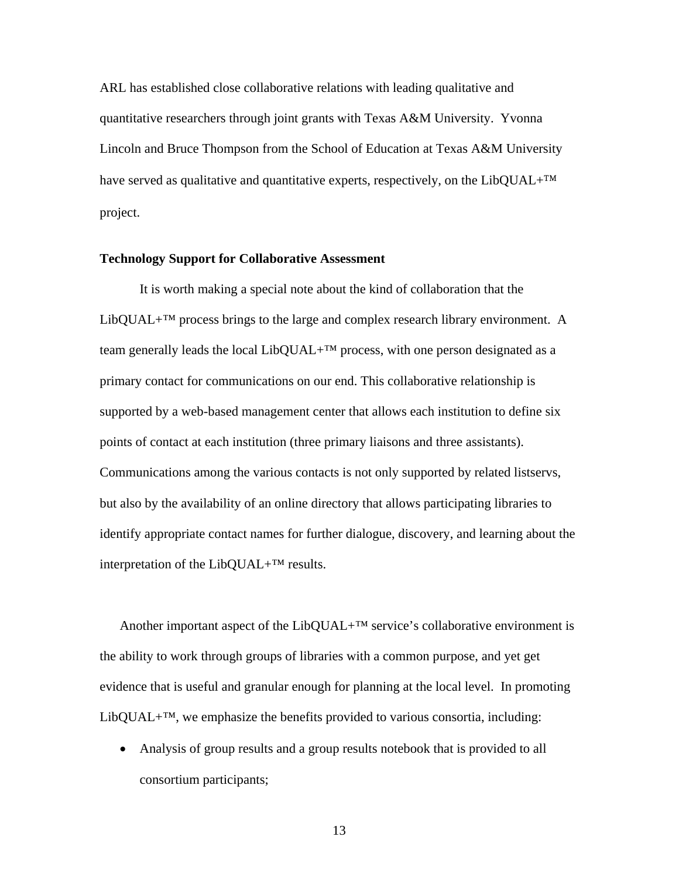ARL has established close collaborative relations with leading qualitative and quantitative researchers through joint grants with Texas A&M University. Yvonna Lincoln and Bruce Thompson from the School of Education at Texas A&M University have served as qualitative and quantitative experts, respectively, on the LibQUAL+™ project.

**Technology Support for Collaborative Assessment**

It is worth making a special note about the kind of collaboration that the LibQUAL+™ process brings to the large and complex research library environment. A team generally leads the local LibQUAL+™ process, with one person designated as a primary contact for communications on our end. This collaborative relationship is supported by a web-based management center that allows each institution to define six points of contact at each institution (three primary liaisons and three assistants). Communications among the various contacts is not only supported by related listservs, but also by the availability of an online directory that allows participating libraries to identify appropriate contact names for further dialogue, discovery, and learning about the interpretation of the LibQUAL+™ results.

Another important aspect of the LibQUAL+™ service's collaborative environment is the ability to work through groups of libraries with a common purpose, and yet get evidence that is useful and granular enough for planning at the local level. In promoting LibQUAL+™, we emphasize the benefits provided to various consortia, including:

- Analysis of group results and a group results notebook that is provided to all consortium participants;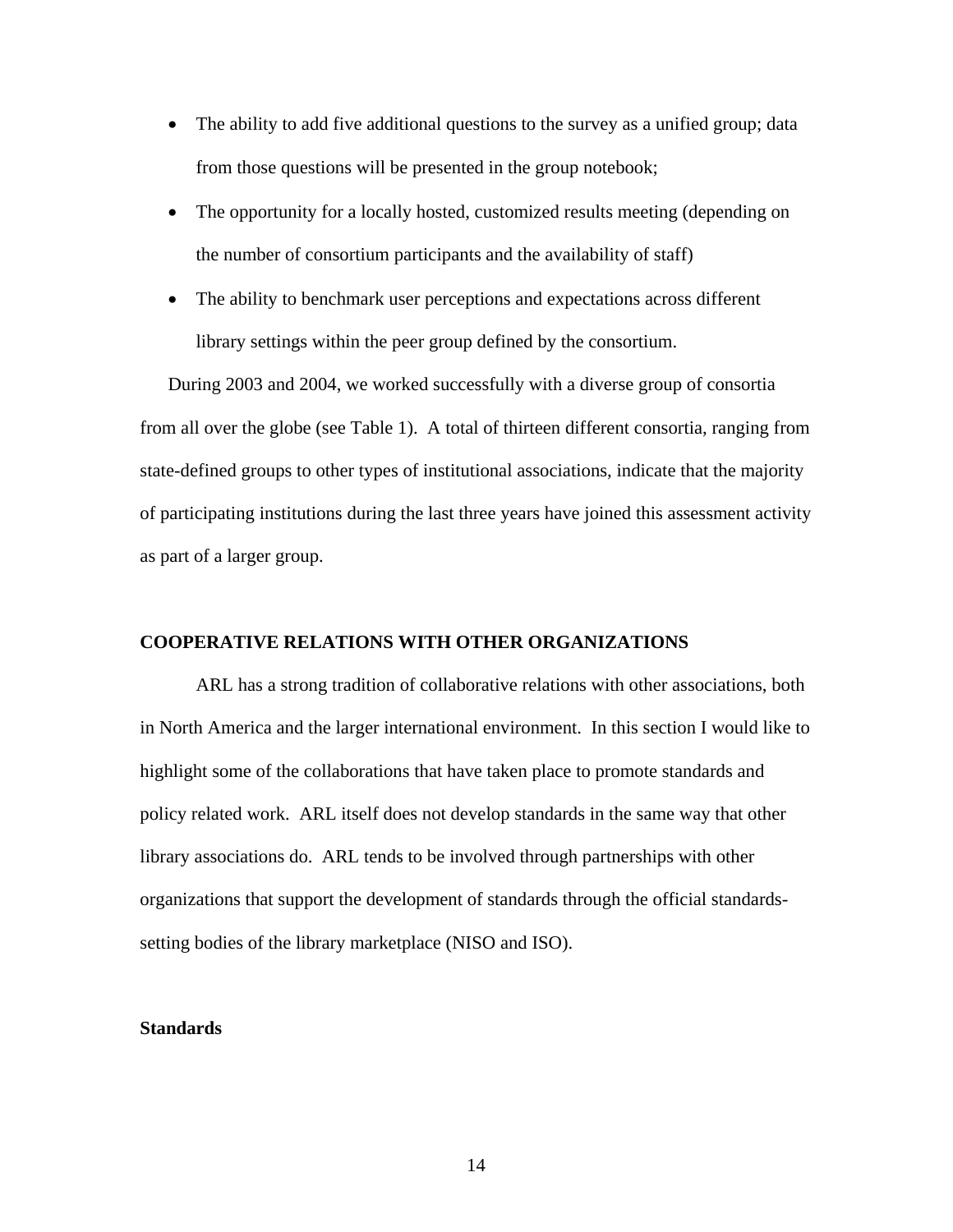- The ability to add five additional questions to the survey as a unified group; data from those questions will be presented in the group notebook;
- The opportunity for a locally hosted, customized results meeting (depending on the number of consortium participants and the availability of staff)
- The ability to benchmark user perceptions and expectations across different library settings within the peer group defined by the consortium.

During 2003 and 2004, we worked successfully with a diverse group of consortia from all over the globe (see Table 1). A total of thirteen different consortia, ranging from state-defined groups to other types of institutional associations, indicate that the majority of participating institutions during the last three years have joined this assessment activity as part of a larger group.

## COOPERATIVE RELATIONS WITH OTHER ORGANIZATIONS

ARL has a strong tradition of collaborative relations with other associations, both in North America and the larger international environment. In this section I would like to highlight some of the collaborations that have taken place to promote standards and policy related work. ARL itself does not develop standards in the same way that other library associations do. ARL tends to be involved through partnerships with other organizations that support the development of standards through the official standards-setting bodies of the library marketplace (NISO and ISO).

### Standards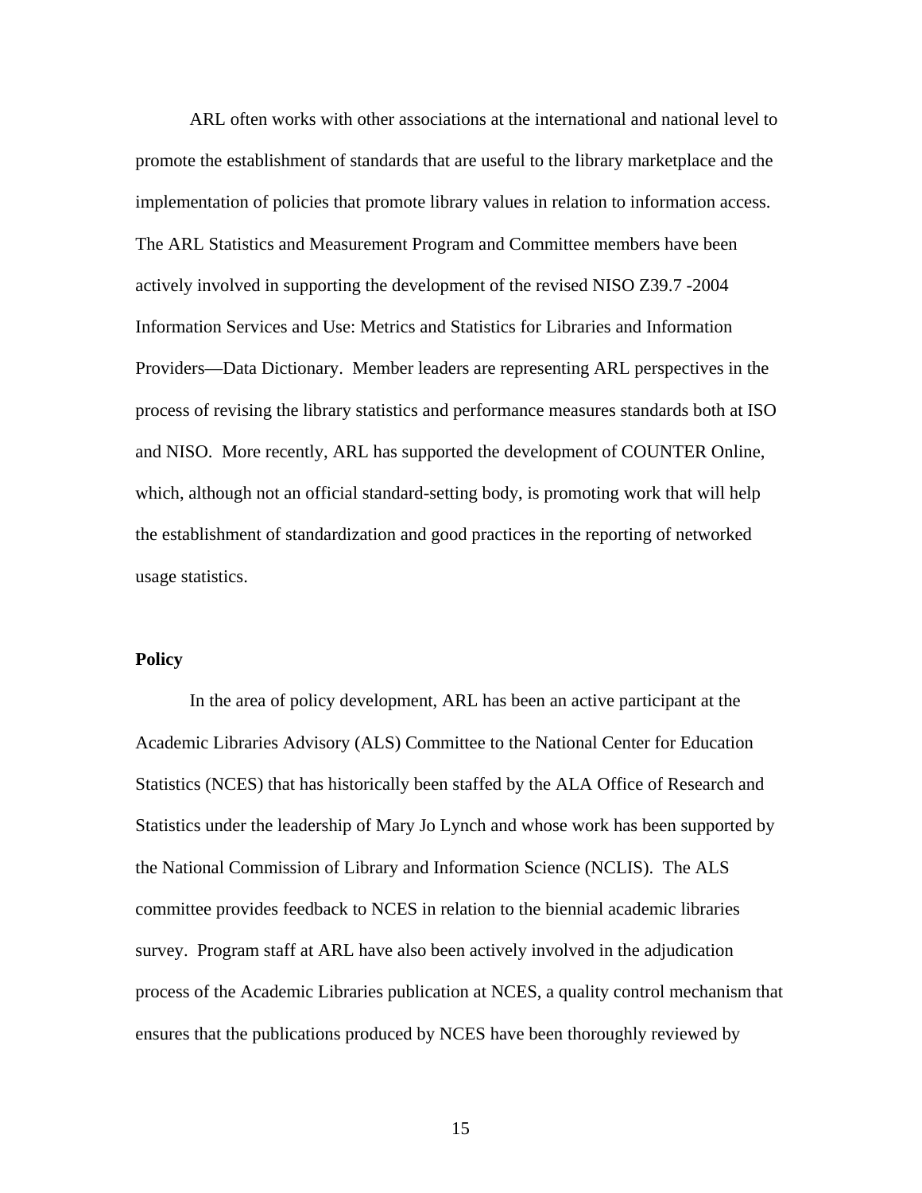ARL often works with other associations at the international and national level to promote the establishment of standards that are useful to the library marketplace and the implementation of policies that promote library values in relation to information access. The ARL Statistics and Measurement Program and Committee members have been actively involved in supporting the development of the revised NISO Z39.7 -2004 Information Services and Use: Metrics and Statistics for Libraries and Information Providers—Data Dictionary. Member leaders are representing ARL perspectives in the process of revising the library statistics and performance measures standards both at ISO and NISO. More recently, ARL has supported the development of COUNTER Online, which, although not an official standard-setting body, is promoting work that will help the establishment of standardization and good practices in the reporting of networked usage statistics.

**Policy**

In the area of policy development, ARL has been an active participant at the Academic Libraries Advisory (ALS) Committee to the National Center for Education Statistics (NCES) that has historically been staffed by the ALA Office of Research and Statistics under the leadership of Mary Jo Lynch and whose work has been supported by the National Commission of Library and Information Science (NCLIS). The ALS committee provides feedback to NCES in relation to the biennial academic libraries survey. Program staff at ARL have also been actively involved in the adjudication process of the Academic Libraries publication at NCES, a quality control mechanism that ensures that the publications produced by NCES have been thoroughly reviewed by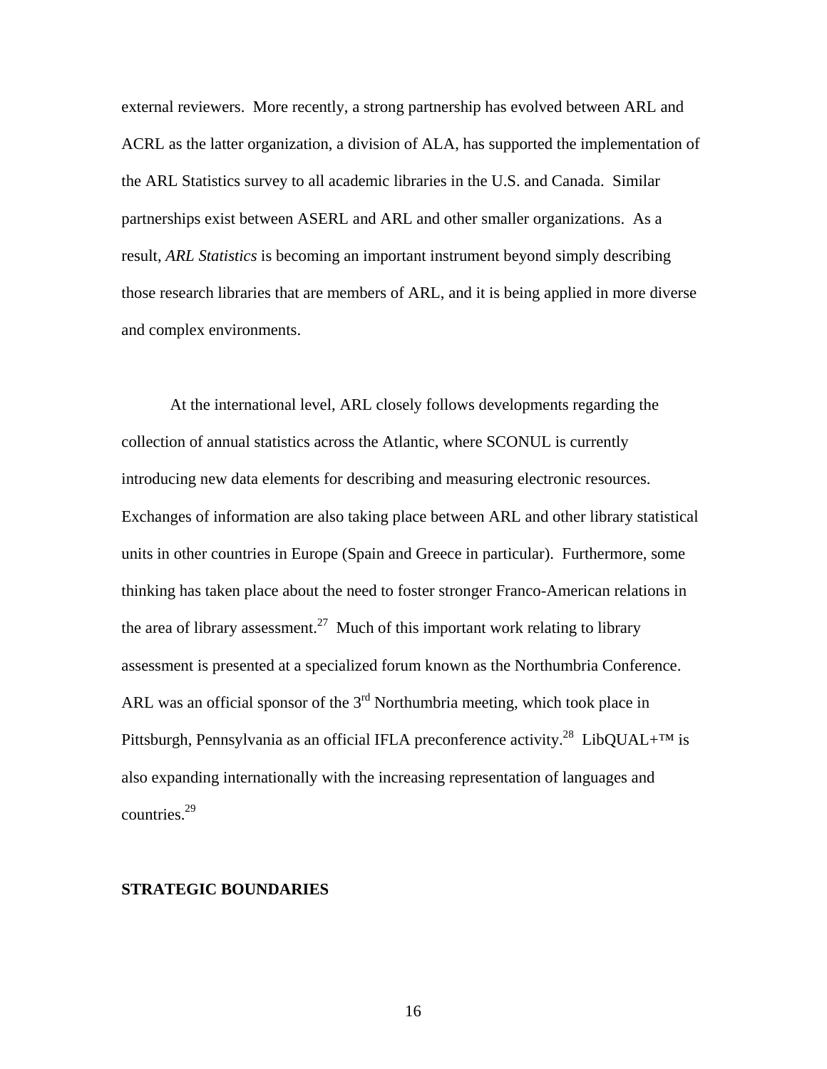external reviewers. More recently, a strong partnership has evolved between ARL and ACRL as the latter organization, a division of ALA, has supported the implementation of the ARL Statistics survey to all academic libraries in the U.S. and Canada. Similar partnerships exist between ASERL and ARL and other smaller organizations. As a result, *ARL Statistics* is becoming an important instrument beyond simply describing those research libraries that are members of ARL, and it is being applied in more diverse and complex environments.

At the international level, ARL closely follows developments regarding the collection of annual statistics across the Atlantic, where SCONUL is currently introducing new data elements for describing and measuring electronic resources. Exchanges of information are also taking place between ARL and other library statistical units in other countries in Europe (Spain and Greece in particular). Furthermore, some thinking has taken place about the need to foster stronger Franco-American relations in the area of library assessment.[27] Much of this important work relating to library assessment is presented at a specialized forum known as the Northumbria Conference. ARL was an official sponsor of the 3rd Northumbria meeting, which took place in Pittsburgh, Pennsylvania as an official IFLA preconference activity.[28] LibQUAL+™ is also expanding internationally with the increasing representation of languages and countries.[29]

## STRATEGIC BOUNDARIES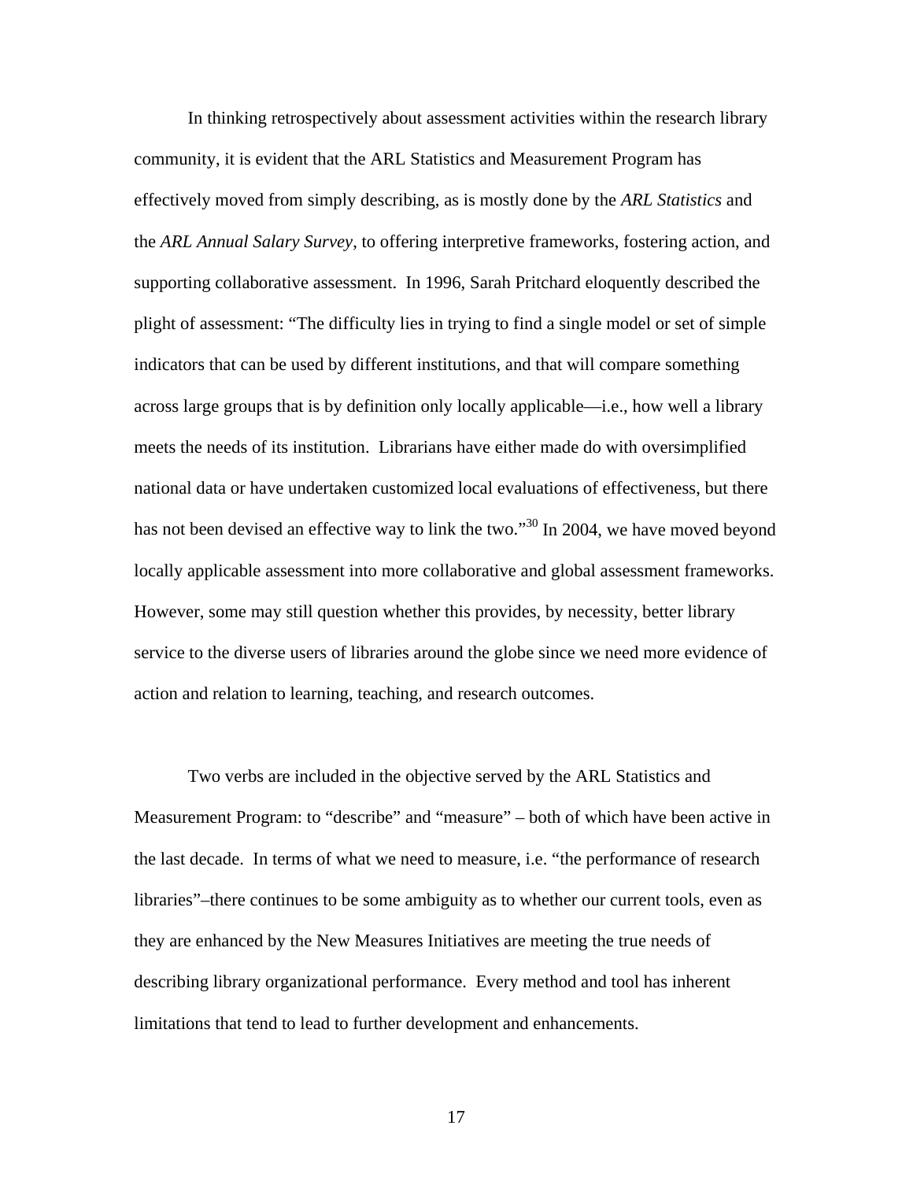In thinking retrospectively about assessment activities within the research library community, it is evident that the ARL Statistics and Measurement Program has effectively moved from simply describing, as is mostly done by the *ARL Statistics* and the *ARL Annual Salary Survey*, to offering interpretive frameworks, fostering action, and supporting collaborative assessment. In 1996, Sarah Pritchard eloquently described the plight of assessment: "The difficulty lies in trying to find a single model or set of simple indicators that can be used by different institutions, and that will compare something across large groups that is by definition only locally applicable—i.e., how well a library meets the needs of its institution. Librarians have either made do with oversimplified national data or have undertaken customized local evaluations of effectiveness, but there has not been devised an effective way to link the two."[30] In 2004, we have moved beyond locally applicable assessment into more collaborative and global assessment frameworks. However, some may still question whether this provides, by necessity, better library service to the diverse users of libraries around the globe since we need more evidence of action and relation to learning, teaching, and research outcomes.

Two verbs are included in the objective served by the ARL Statistics and Measurement Program: to "describe" and "measure" – both of which have been active in the last decade. In terms of what we need to measure, i.e. "the performance of research libraries"–there continues to be some ambiguity as to whether our current tools, even as they are enhanced by the New Measures Initiatives are meeting the true needs of describing library organizational performance. Every method and tool has inherent limitations that tend to lead to further development and enhancements.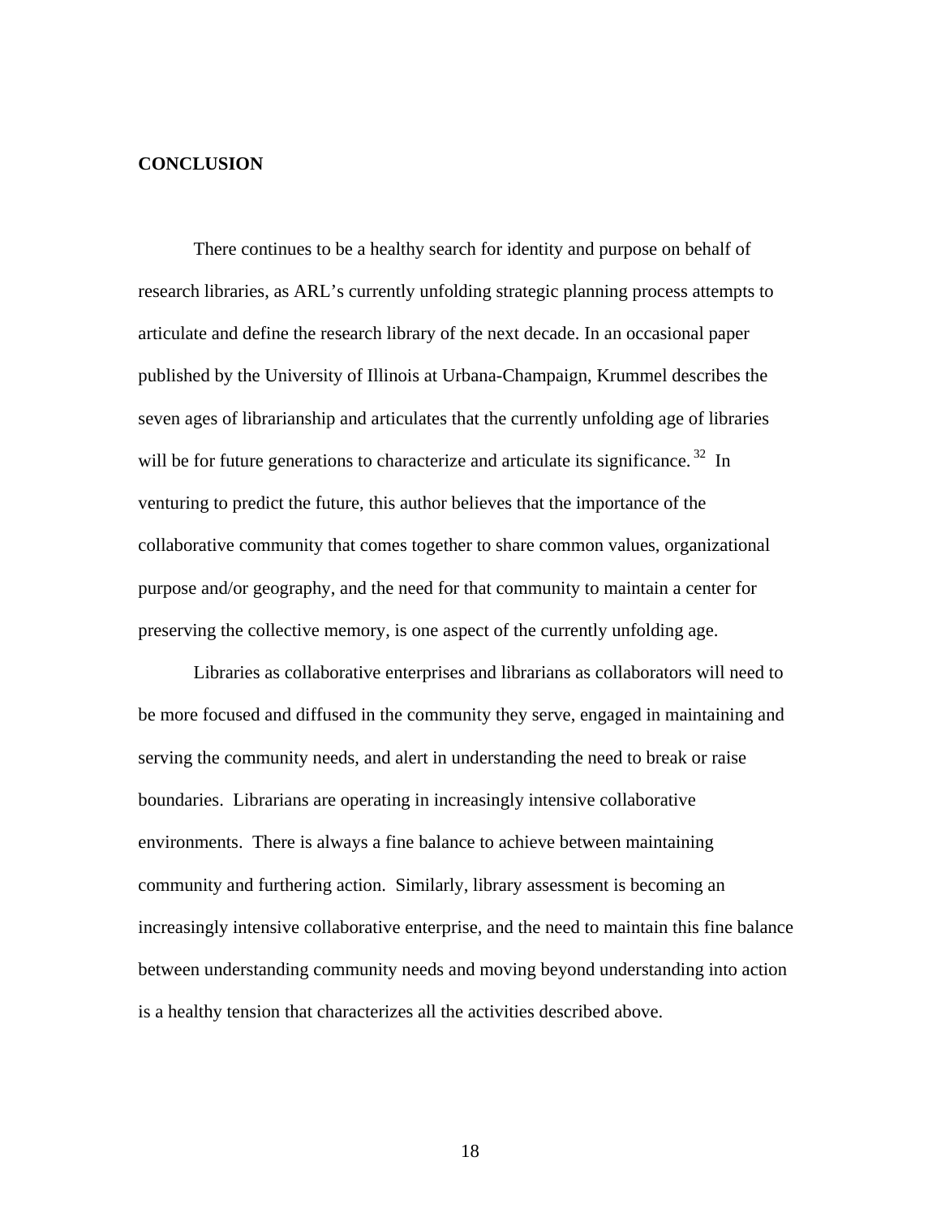**CONCLUSION**

There continues to be a healthy search for identity and purpose on behalf of research libraries, as ARL's currently unfolding strategic planning process attempts to articulate and define the research library of the next decade. In an occasional paper published by the University of Illinois at Urbana-Champaign, Krummel describes the seven ages of librarianship and articulates that the currently unfolding age of libraries will be for future generations to characterize and articulate its significance. [32] In venturing to predict the future, this author believes that the importance of the collaborative community that comes together to share common values, organizational purpose and/or geography, and the need for that community to maintain a center for preserving the collective memory, is one aspect of the currently unfolding age.

Libraries as collaborative enterprises and librarians as collaborators will need to be more focused and diffused in the community they serve, engaged in maintaining and serving the community needs, and alert in understanding the need to break or raise boundaries. Librarians are operating in increasingly intensive collaborative environments. There is always a fine balance to achieve between maintaining community and furthering action. Similarly, library assessment is becoming an increasingly intensive collaborative enterprise, and the need to maintain this fine balance between understanding community needs and moving beyond understanding into action is a healthy tension that characterizes all the activities described above.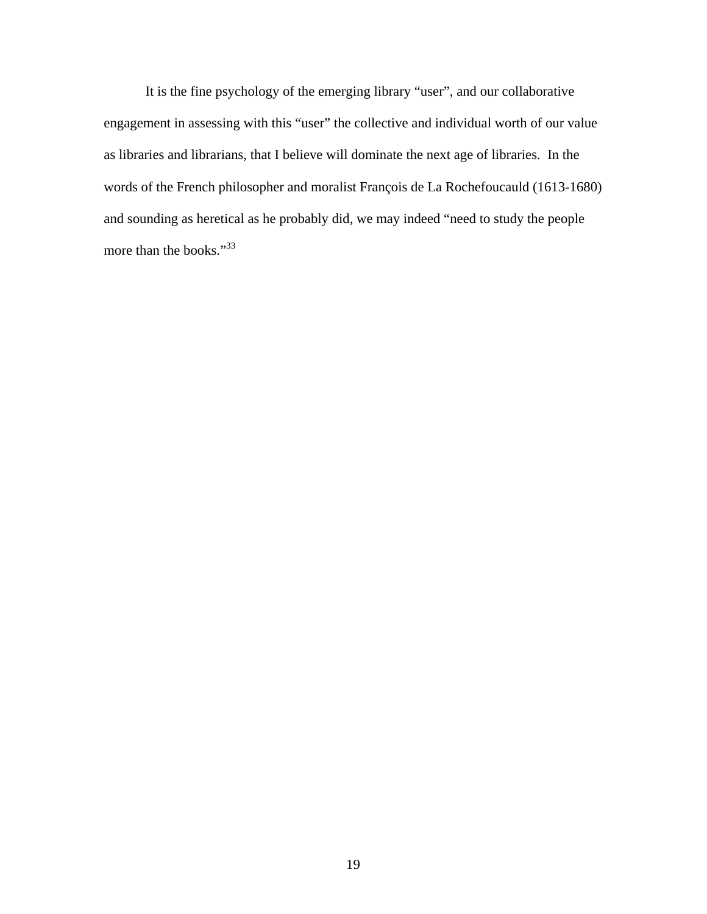It is the fine psychology of the emerging library "user", and our collaborative engagement in assessing with this "user" the collective and individual worth of our value as libraries and librarians, that I believe will dominate the next age of libraries.  In the words of the French philosopher and moralist François de La Rochefoucauld (1613-1680) and sounding as heretical as he probably did, we may indeed "need to study the people more than the books."[33]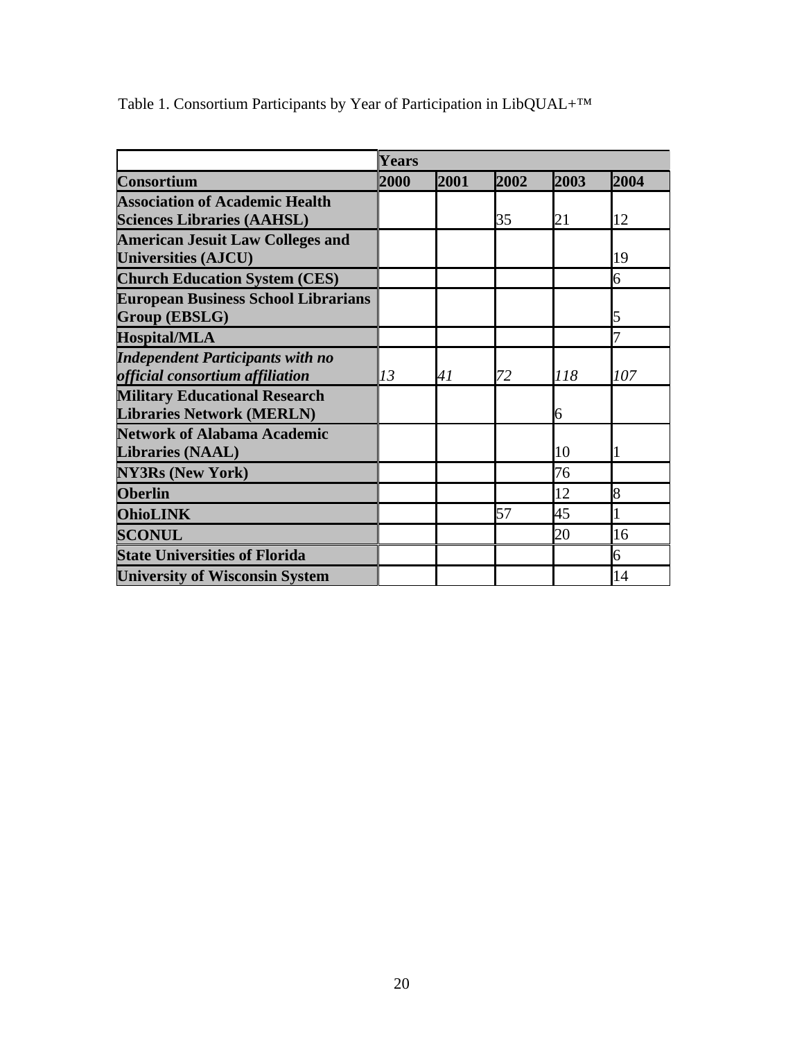Table 1. Consortium Participants by Year of Participation in LibQUAL+™

| | **Years** | | | | |
|---|---|---|---|---|---|
| **Consortium** | **2000** | **2001** | **2002** | **2003** | **2004** |
| **Association of Academic Health Sciences Libraries (AAHSL)** | | | 35 | 21 | 12 |
| **American Jesuit Law Colleges and Universities (AJCU)** | | | | | 19 |
| **Church Education System (CES)** | | | | | 6 |
| **European Business School Librarians Group (EBSLG)** | | | | | 5 |
| **Hospital/MLA** | | | | | 7 |
| ***Independent Participants with no official consortium affiliation*** | *13* | *41* | *72* | *118* | *107* |
| **Military Educational Research Libraries Network (MERLN)** | | | | 6 | |
| **Network of Alabama Academic Libraries (NAAL)** | | | | 10 | 1 |
| **NY3Rs (New York)** | | | | 76 | |
| **Oberlin** | | | | 12 | 8 |
| **OhioLINK** | | | 57 | 45 | 1 |
| **SCONUL** | | | | 20 | 16 |
| **State Universities of Florida** | | | | | 6 |
| **University of Wisconsin System** | | | | | 14 |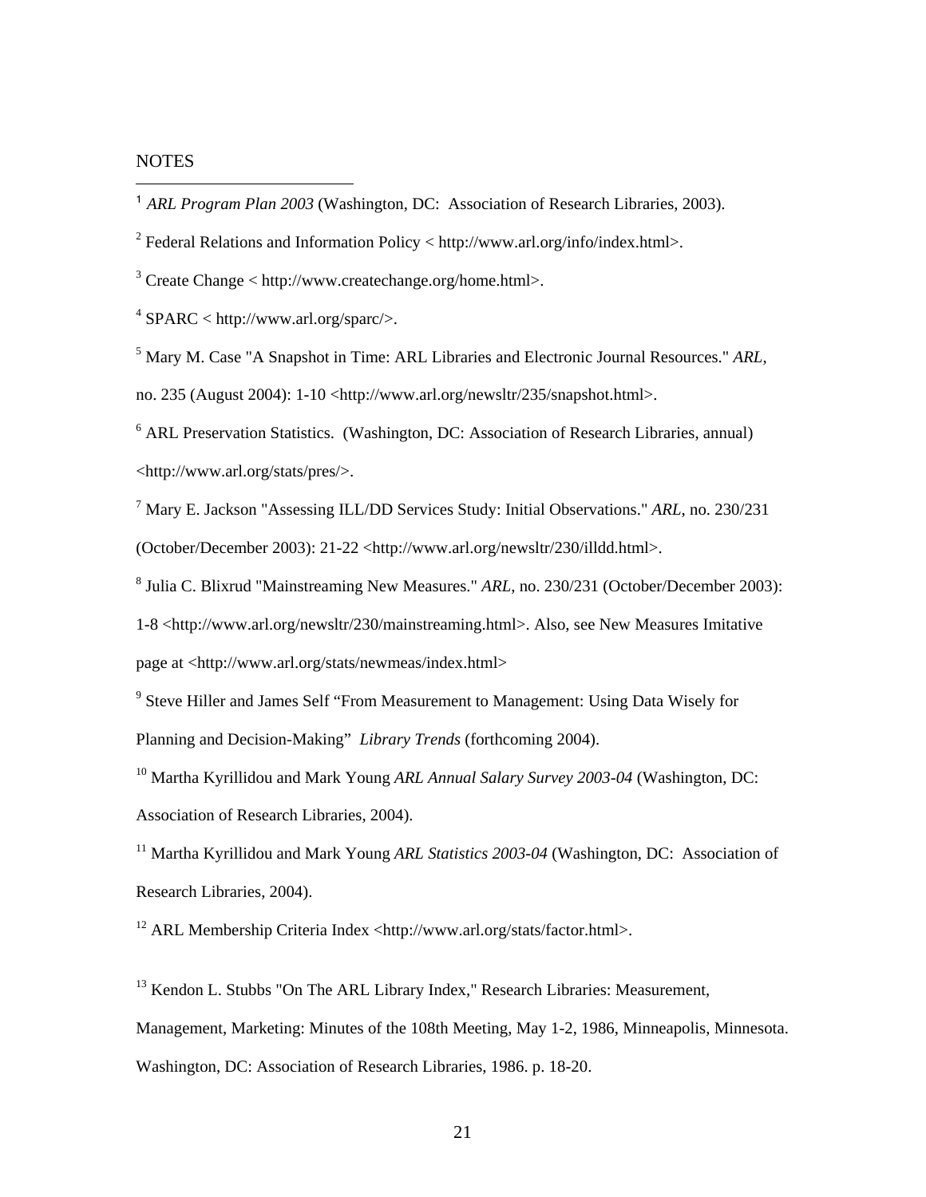NOTES

[1] *ARL Program Plan 2003* (Washington, DC: Association of Research Libraries, 2003).

[2] Federal Relations and Information Policy < http://www.arl.org/info/index.html>.

[3] Create Change < http://www.createchange.org/home.html>.

[4] SPARC < http://www.arl.org/sparc/>.

[5] Mary M. Case "A Snapshot in Time: ARL Libraries and Electronic Journal Resources." *ARL*, no. 235 (August 2004): 1-10 <http://www.arl.org/newsltr/235/snapshot.html>.

[6] ARL Preservation Statistics. (Washington, DC: Association of Research Libraries, annual) <http://www.arl.org/stats/pres/>.

[7] Mary E. Jackson "Assessing ILL/DD Services Study: Initial Observations." *ARL*, no. 230/231 (October/December 2003): 21-22 <http://www.arl.org/newsltr/230/illdd.html>.

[8] Julia C. Blixrud "Mainstreaming New Measures." *ARL*, no. 230/231 (October/December 2003): 1-8 <http://www.arl.org/newsltr/230/mainstreaming.html>. Also, see New Measures Imitative page at <http://www.arl.org/stats/newmeas/index.html>

[9] Steve Hiller and James Self "From Measurement to Management: Using Data Wisely for Planning and Decision-Making" *Library Trends* (forthcoming 2004).

[10] Martha Kyrillidou and Mark Young *ARL Annual Salary Survey 2003-04* (Washington, DC: Association of Research Libraries, 2004).

[11] Martha Kyrillidou and Mark Young *ARL Statistics 2003-04* (Washington, DC: Association of Research Libraries, 2004).

[12] ARL Membership Criteria Index <http://www.arl.org/stats/factor.html>.

[13] Kendon L. Stubbs "On The ARL Library Index," Research Libraries: Measurement, Management, Marketing: Minutes of the 108th Meeting, May 1-2, 1986, Minneapolis, Minnesota. Washington, DC: Association of Research Libraries, 1986. p. 18-20.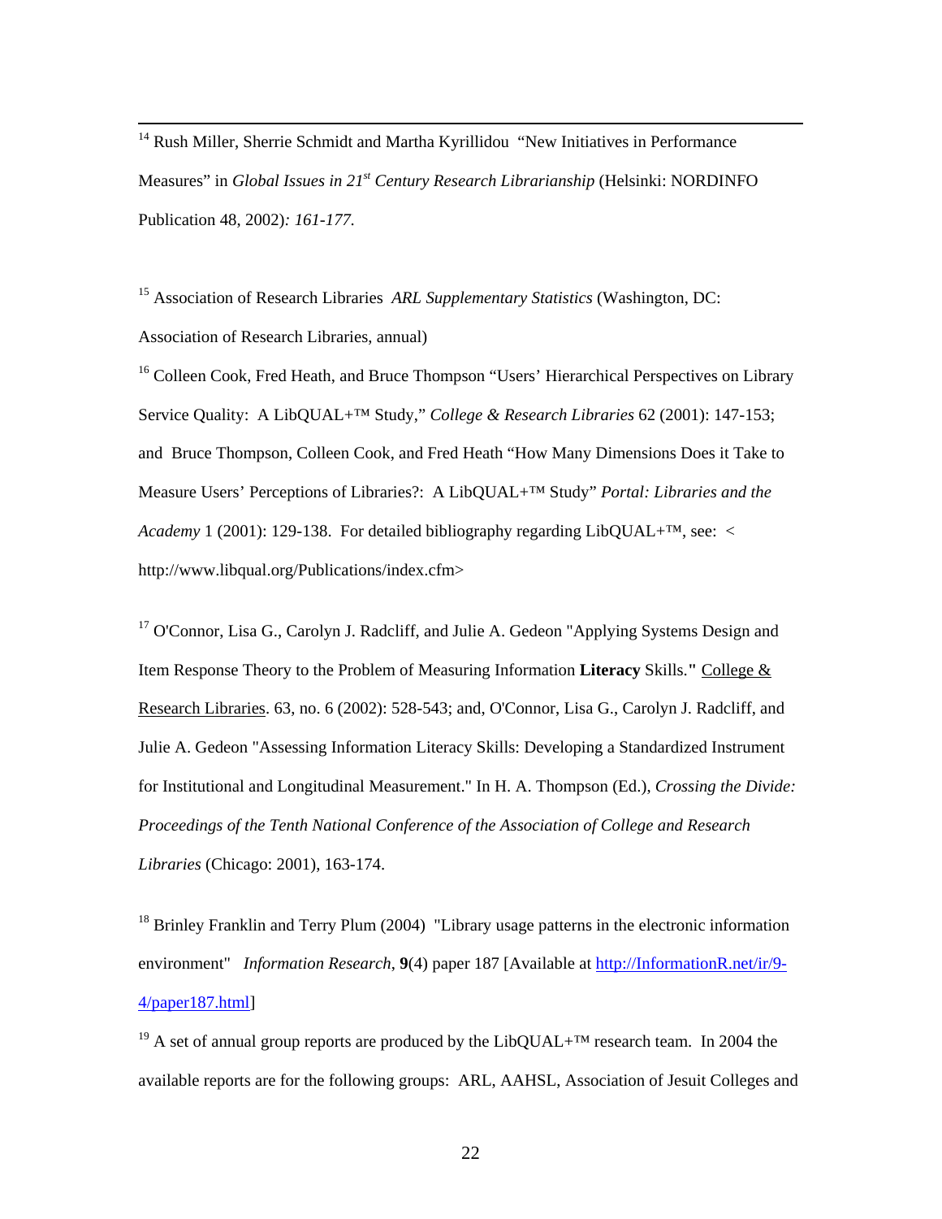[14] Rush Miller, Sherrie Schmidt and Martha Kyrillidou "New Initiatives in Performance Measures" in *Global Issues in 21st Century Research Librarianship* (Helsinki: NORDINFO Publication 48, 2002)*: 161-177.*

[15] Association of Research Libraries *ARL Supplementary Statistics* (Washington, DC: Association of Research Libraries, annual)

[16] Colleen Cook, Fred Heath, and Bruce Thompson "Users' Hierarchical Perspectives on Library Service Quality: A LibQUAL+™ Study," *College & Research Libraries* 62 (2001): 147-153; and Bruce Thompson, Colleen Cook, and Fred Heath "How Many Dimensions Does it Take to Measure Users' Perceptions of Libraries?: A LibQUAL+™ Study" *Portal: Libraries and the Academy* 1 (2001): 129-138. For detailed bibliography regarding LibQUAL+™, see: < http://www.libqual.org/Publications/index.cfm>

[17] O'Connor, Lisa G., Carolyn J. Radcliff, and Julie A. Gedeon "Applying Systems Design and Item Response Theory to the Problem of Measuring Information **Literacy** Skills." College & Research Libraries. 63, no. 6 (2002): 528-543; and, O'Connor, Lisa G., Carolyn J. Radcliff, and Julie A. Gedeon "Assessing Information Literacy Skills: Developing a Standardized Instrument for Institutional and Longitudinal Measurement." In H. A. Thompson (Ed.), *Crossing the Divide: Proceedings of the Tenth National Conference of the Association of College and Research Libraries* (Chicago: 2001), 163-174.

[18] Brinley Franklin and Terry Plum (2004) "Library usage patterns in the electronic information environment" *Information Research*, **9**(4) paper 187 [Available at http://InformationR.net/ir/9-4/paper187.html]

[19] A set of annual group reports are produced by the LibQUAL+™ research team. In 2004 the available reports are for the following groups: ARL, AAHSL, Association of Jesuit Colleges and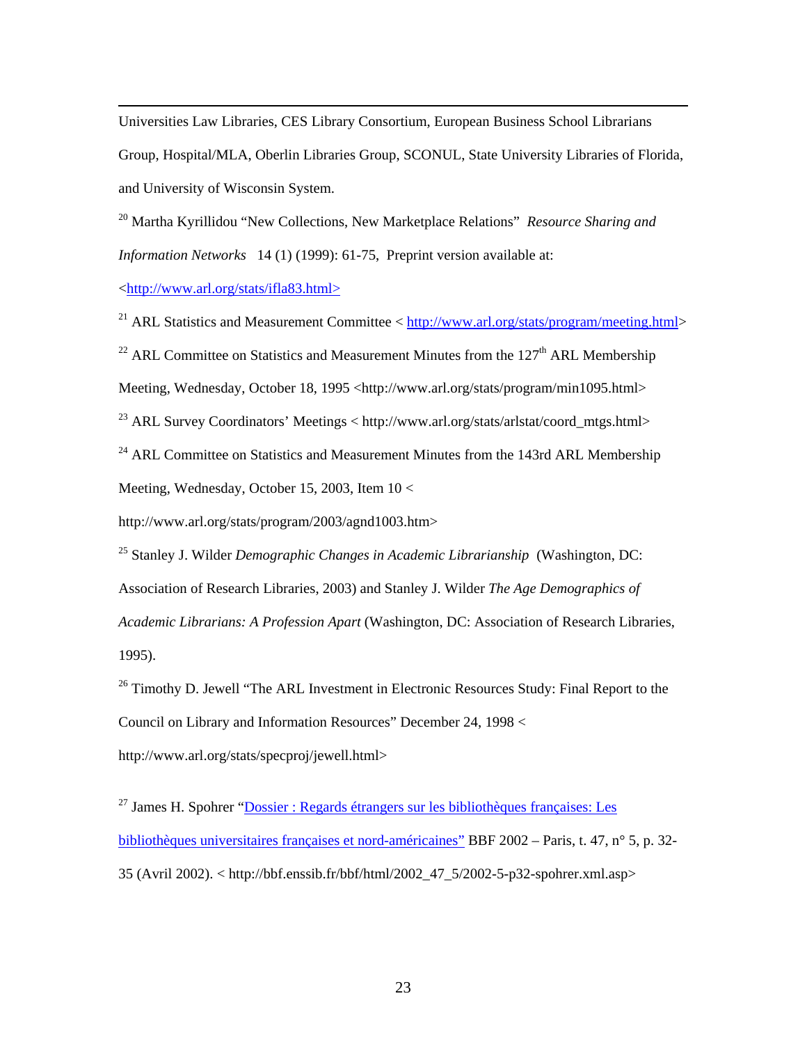Universities Law Libraries, CES Library Consortium, European Business School Librarians Group, Hospital/MLA, Oberlin Libraries Group, SCONUL, State University Libraries of Florida, and University of Wisconsin System.

[20] Martha Kyrillidou "New Collections, New Marketplace Relations" *Resource Sharing and Information Networks* 14 (1) (1999): 61-75, Preprint version available at: <http://www.arl.org/stats/ifla83.html>

[21] ARL Statistics and Measurement Committee < http://www.arl.org/stats/program/meeting.html>

[22] ARL Committee on Statistics and Measurement Minutes from the 127th ARL Membership Meeting, Wednesday, October 18, 1995 <http://www.arl.org/stats/program/min1095.html>

[23] ARL Survey Coordinators' Meetings < http://www.arl.org/stats/arlstat/coord_mtgs.html>

[24] ARL Committee on Statistics and Measurement Minutes from the 143rd ARL Membership Meeting, Wednesday, October 15, 2003, Item 10 < http://www.arl.org/stats/program/2003/agnd1003.htm>

[25] Stanley J. Wilder *Demographic Changes in Academic Librarianship* (Washington, DC: Association of Research Libraries, 2003) and Stanley J. Wilder *The Age Demographics of Academic Librarians: A Profession Apart* (Washington, DC: Association of Research Libraries, 1995).

[26] Timothy D. Jewell "The ARL Investment in Electronic Resources Study: Final Report to the Council on Library and Information Resources" December 24, 1998 < http://www.arl.org/stats/specproj/jewell.html>

[27] James H. Spohrer "Dossier : Regards étrangers sur les bibliothèques françaises: Les bibliothèques universitaires françaises et nord-américaines" BBF 2002 – Paris, t. 47, n° 5, p. 32-35 (Avril 2002). < http://bbf.enssib.fr/bbf/html/2002_47_5/2002-5-p32-spohrer.xml.asp>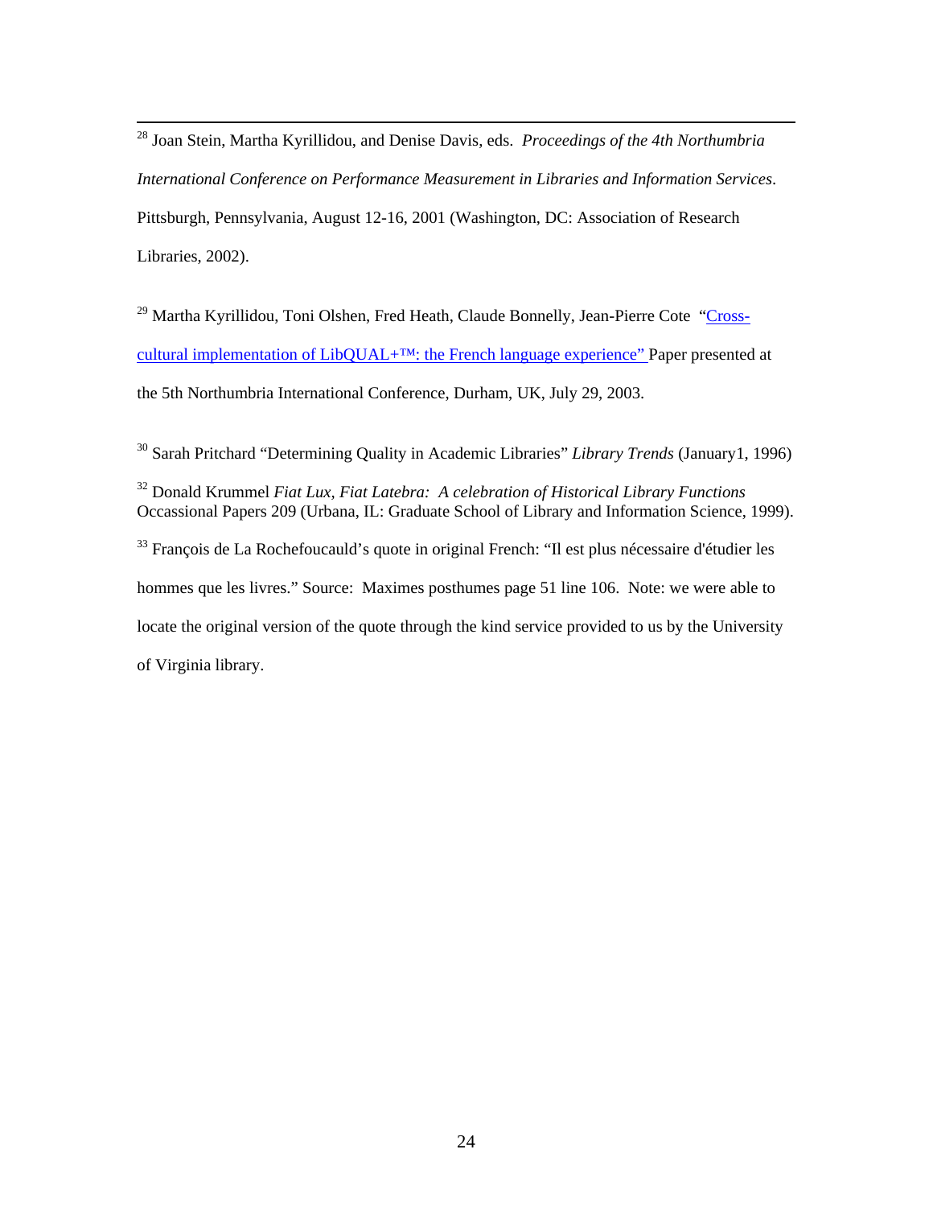[28] Joan Stein, Martha Kyrillidou, and Denise Davis, eds. *Proceedings of the 4th Northumbria International Conference on Performance Measurement in Libraries and Information Services*. Pittsburgh, Pennsylvania, August 12-16, 2001 (Washington, DC: Association of Research Libraries, 2002).

[29] Martha Kyrillidou, Toni Olshen, Fred Heath, Claude Bonnelly, Jean-Pierre Cote "Cross-cultural implementation of LibQUAL+™: the French language experience" Paper presented at the 5th Northumbria International Conference, Durham, UK, July 29, 2003.

[30] Sarah Pritchard "Determining Quality in Academic Libraries" *Library Trends* (January1, 1996)

[32] Donald Krummel *Fiat Lux, Fiat Latebra: A celebration of Historical Library Functions* Occassional Papers 209 (Urbana, IL: Graduate School of Library and Information Science, 1999).

[33] François de La Rochefoucauld's quote in original French: "Il est plus nécessaire d'étudier les hommes que les livres." Source: Maximes posthumes page 51 line 106. Note: we were able to locate the original version of the quote through the kind service provided to us by the University of Virginia library.